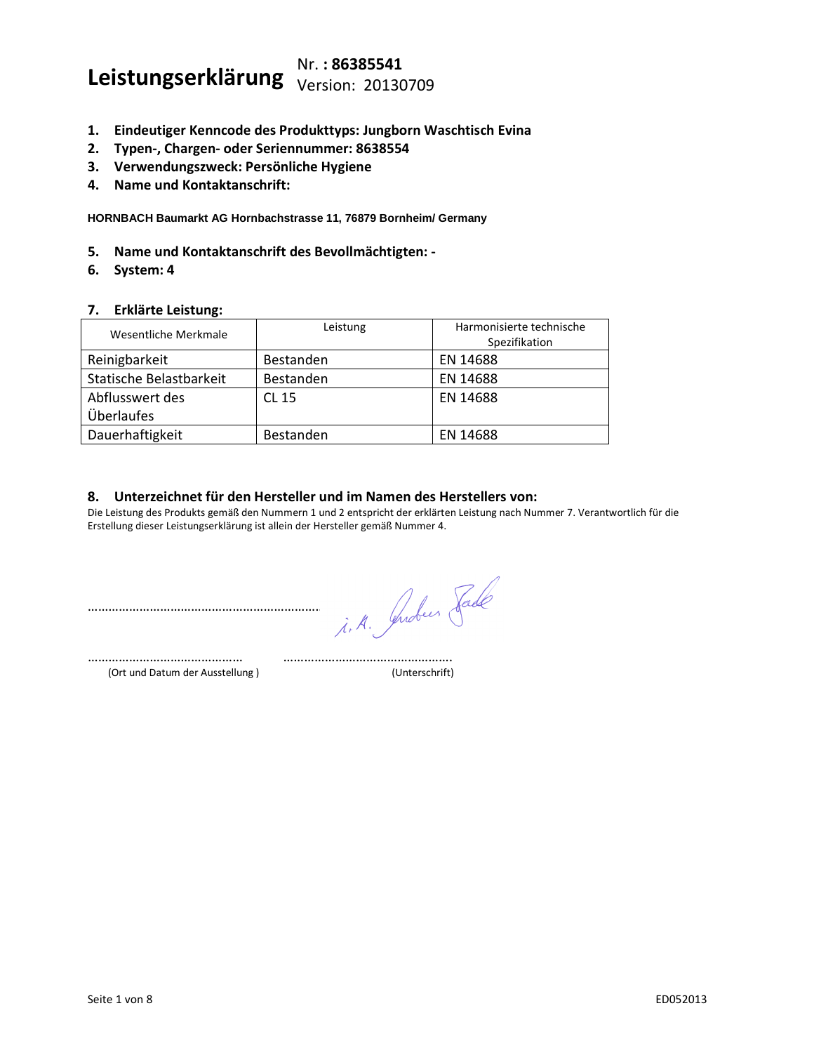# Leistungserklärung

Nr. **: 86385541**
Version: 20130709

1. **Eindeutiger Kenncode des Produkttyps: Jungborn Waschtisch Evina**
2. **Typen-, Chargen- oder Seriennummer: 8638554**
3. **Verwendungszweck: Persönliche Hygiene**
4. **Name und Kontaktanschrift:**

**HORNBACH Baumarkt AG Hornbachstrasse 11, 76879 Bornheim/ Germany**

5. **Name und Kontaktanschrift des Bevollmächtigten: -**
6. **System: 4**

7. **Erklärte Leistung:**

| Wesentliche Merkmale | Leistung | Harmonisierte technische Spezifikation |
|---|---|---|
| Reinigbarkeit | Bestanden | EN 14688 |
| Statische Belastbarkeit | Bestanden | EN 14688 |
| Abflusswert des Überlaufes | CL 15 | EN 14688 |
| Dauerhaftigkeit | Bestanden | EN 14688 |

8. **Unterzeichnet für den Hersteller und im Namen des Herstellers von:**

Die Leistung des Produkts gemäß den Nummern 1 und 2 entspricht der erklärten Leistung nach Nummer 7. Verantwortlich für die Erstellung dieser Leistungserklärung ist allein der Hersteller gemäß Nummer 4.

..................................................................... i. A. Andreas Fade

............................................ ................................................

(Ort und Datum der Ausstellung ) (Unterschrift)

ED052013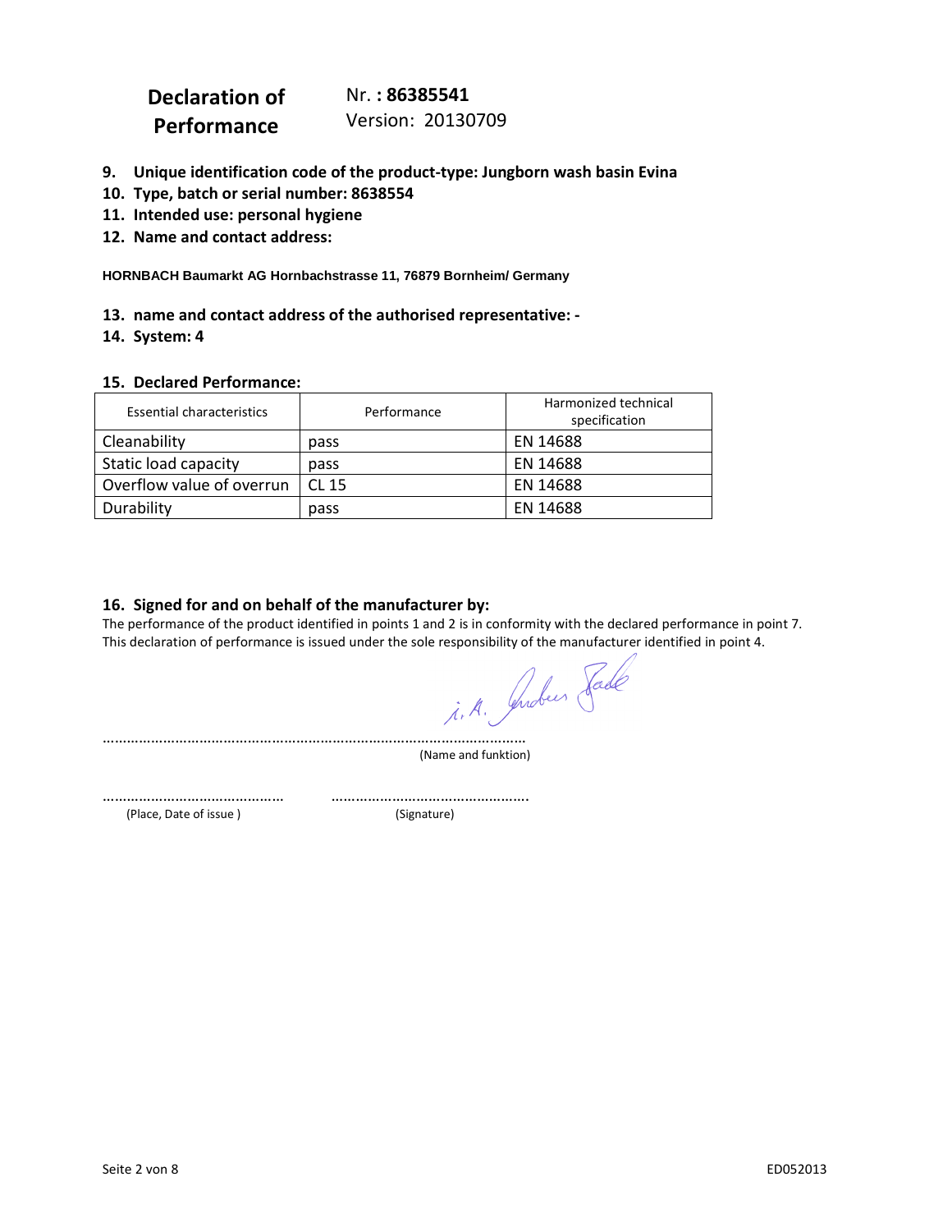**Declaration of Performance**

Nr. **: 86385541**
Version: 20130709

9. **Unique identification code of the product-type: Jungborn wash basin Evina**
10. **Type, batch or serial number: 8638554**
11. **Intended use: personal hygiene**
12. **Name and contact address:**

**HORNBACH Baumarkt AG Hornbachstrasse 11, 76879 Bornheim/ Germany**

13. **name and contact address of the authorised representative: -**
14. **System: 4**

15. **Declared Performance:**

| Essential characteristics | Performance | Harmonized technical specification |
|---|---|---|
| Cleanability | pass | EN 14688 |
| Static load capacity | pass | EN 14688 |
| Overflow value of overrun | CL 15 | EN 14688 |
| Durability | pass | EN 14688 |

16. **Signed for and on behalf of the manufacturer by:**

The performance of the product identified in points 1 and 2 is in conformity with the declared performance in point 7.
This declaration of performance is issued under the sole responsibility of the manufacturer identified in point 4.

i. A. Andreas Fade

…………………………………………………………………………………………………
(Name and funktion)

………………………………………  ………………………………………….
(Place, Date of issue )  (Signature)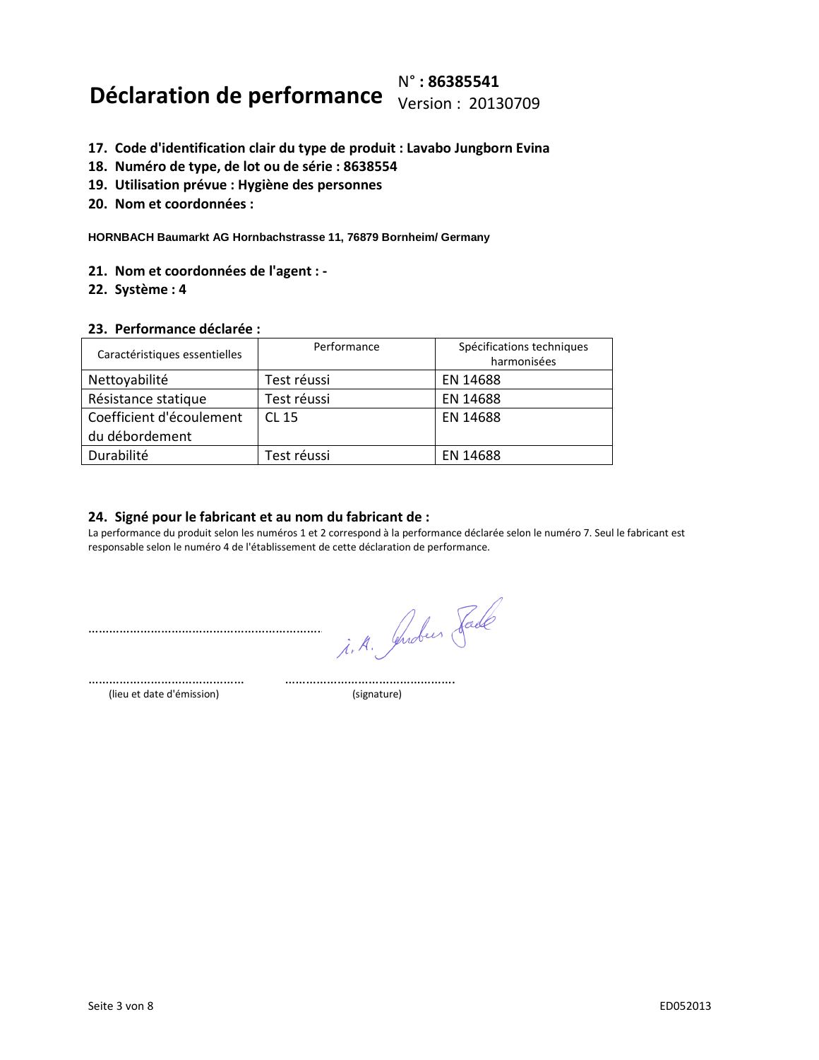# Déclaration de performance

N° : **86385541**
Version : 20130709

17. **Code d'identification clair du type de produit : Lavabo Jungborn Evina**
18. **Numéro de type, de lot ou de série : 8638554**
19. **Utilisation prévue : Hygiène des personnes**
20. **Nom et coordonnées :**

**HORNBACH Baumarkt AG Hornbachstrasse 11, 76879 Bornheim/ Germany**

21. **Nom et coordonnées de l'agent : -**
22. **Système : 4**

23. **Performance déclarée :**

| Caractéristiques essentielles | Performance | Spécifications techniques harmonisées |
| --- | --- | --- |
| Nettoyabilité | Test réussi | EN 14688 |
| Résistance statique | Test réussi | EN 14688 |
| Coefficient d'écoulement du débordement | CL 15 | EN 14688 |
| Durabilité | Test réussi | EN 14688 |

24. **Signé pour le fabricant et au nom du fabricant de :**

La performance du produit selon les numéros 1 et 2 correspond à la performance déclarée selon le numéro 7. Seul le fabricant est responsable selon le numéro 4 de l'établissement de cette déclaration de performance.

..................................................................

i. A. Andreas Fadel

........................................ ................................................

(lieu et date d'émission) (signature)

ED052013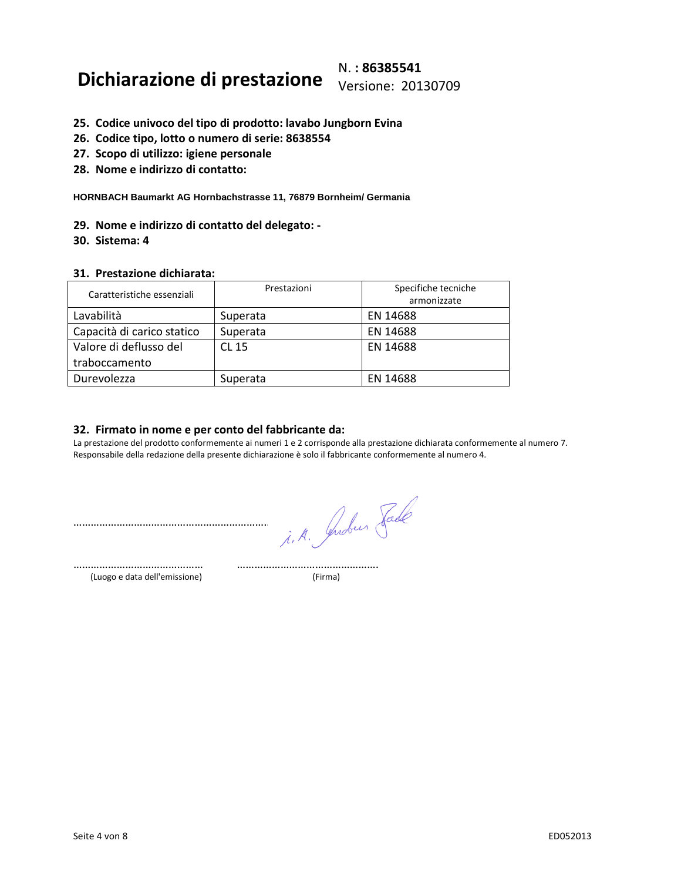# Dichiarazione di prestazione

N. : **86385541**
Versione: 20130709

25. **Codice univoco del tipo di prodotto: lavabo Jungborn Evina**
26. **Codice tipo, lotto o numero di serie: 8638554**
27. **Scopo di utilizzo: igiene personale**
28. **Nome e indirizzo di contatto:**

**HORNBACH Baumarkt AG Hornbachstrasse 11, 76879 Bornheim/ Germania**

29. **Nome e indirizzo di contatto del delegato: -**
30. **Sistema: 4**

31. **Prestazione dichiarata:**

| Caratteristiche essenziali | Prestazioni | Specifiche tecniche armonizzate |
|---|---|---|
| Lavabilità | Superata | EN 14688 |
| Capacità di carico statico | Superata | EN 14688 |
| Valore di deflusso del traboccamento | CL 15 | EN 14688 |
| Durevolezza | Superata | EN 14688 |

32. **Firmato in nome e per conto del fabbricante da:**

La prestazione del prodotto conformemente ai numeri 1 e 2 corrisponde alla prestazione dichiarata conformemente al numero 7.
Responsabile della redazione della presente dichiarazione è solo il fabbricante conformemente al numero 4.

………………………………………………………… i. A. Andreas Fade

……………………………………… ………………………………………….
(Luogo e data dell'emissione) (Firma)

ED052013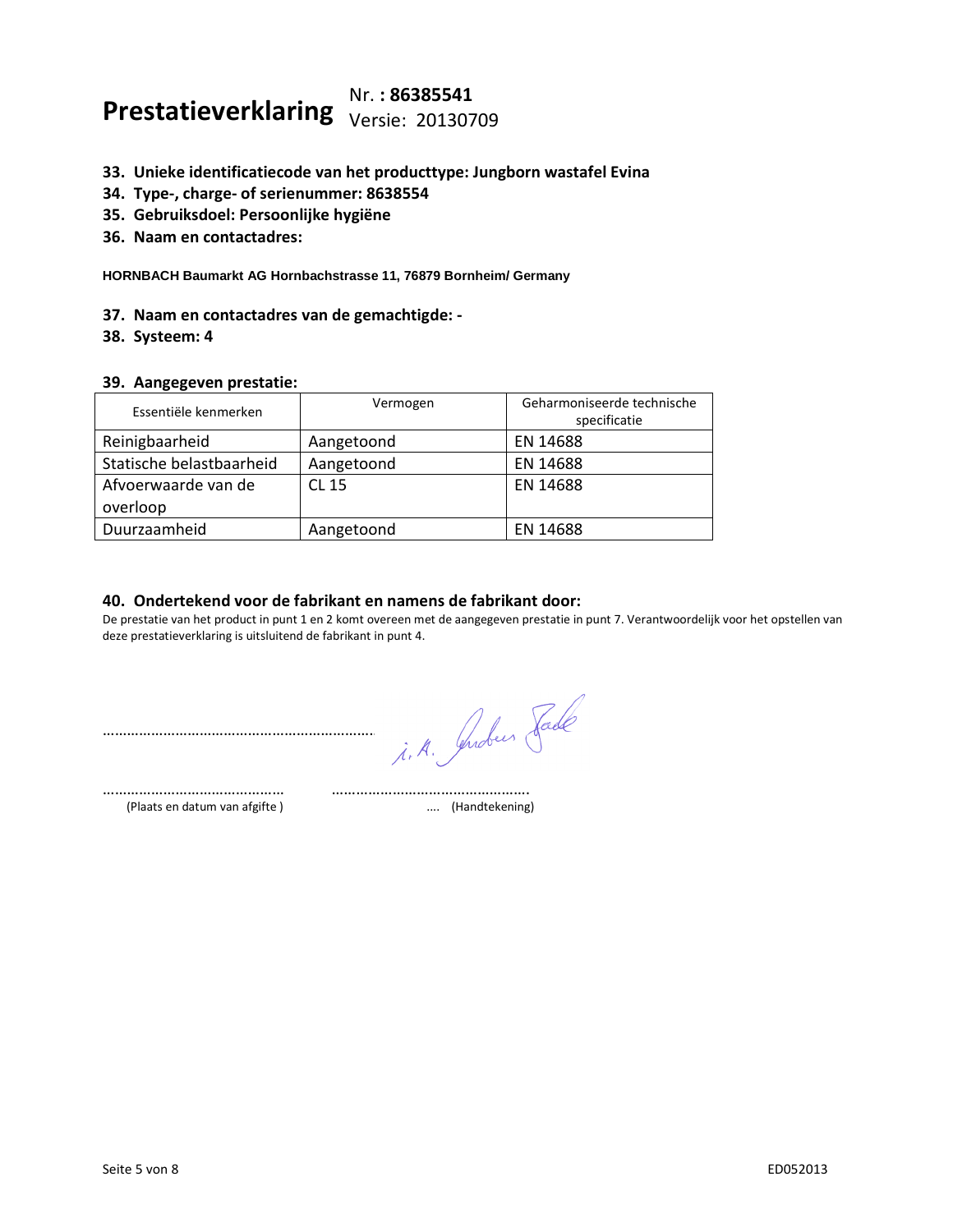# Prestatieverklaring

Nr. : **86385541**
Versie: 20130709

33. **Unieke identificatiecode van het producttype: Jungborn wastafel Evina**
34. **Type-, charge- of serienummer: 8638554**
35. **Gebruiksdoel: Persoonlijke hygiëne**
36. **Naam en contactadres:**

**HORNBACH Baumarkt AG Hornbachstrasse 11, 76879 Bornheim/ Germany**

37. **Naam en contactadres van de gemachtigde: -**
38. **Systeem: 4**

39. **Aangegeven prestatie:**

| Essentiële kenmerken | Vermogen | Geharmoniseerde technische specificatie |
|---|---|---|
| Reinigbaarheid | Aangetoond | EN 14688 |
| Statische belastbaarheid | Aangetoond | EN 14688 |
| Afvoerwaarde van de overloop | CL 15 | EN 14688 |
| Duurzaamheid | Aangetoond | EN 14688 |

40. **Ondertekend voor de fabrikant en namens de fabrikant door:**

De prestatie van het product in punt 1 en 2 komt overeen met de aangegeven prestatie in punt 7. Verantwoordelijk voor het opstellen van deze prestatieverklaring is uitsluitend de fabrikant in punt 4.

……………………………………………………… i. A. Andreas Fade

…………………………………… ……………………………………….

(Plaats en datum van afgifte ) …. (Handtekening)

ED052013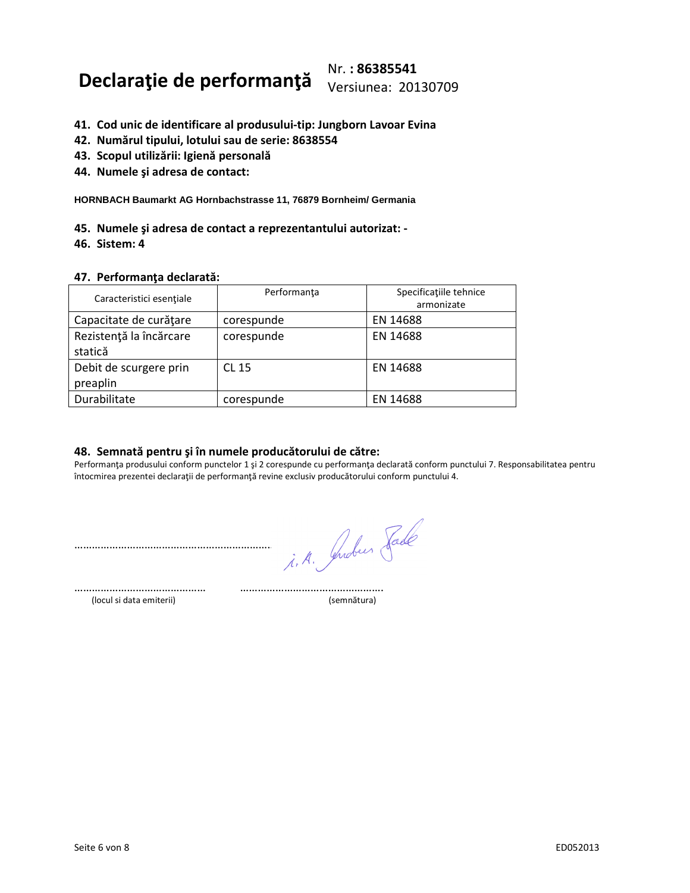# Declaraţie de performanţă

Nr. **: 86385541**
Versiunea: 20130709

41. **Cod unic de identificare al produsului-tip: Jungborn Lavoar Evina**
42. **Numărul tipului, lotului sau de serie: 8638554**
43. **Scopul utilizării: Igienă personală**
44. **Numele şi adresa de contact:**

**HORNBACH Baumarkt AG Hornbachstrasse 11, 76879 Bornheim/ Germania**

45. **Numele şi adresa de contact a reprezentantului autorizat: -**
46. **Sistem: 4**

47. **Performanţa declarată:**

| Caracteristici esenţiale | Performanţa | Specificaţiile tehnice armonizate |
|---|---|---|
| Capacitate de curăţare | corespunde | EN 14688 |
| Rezistenţă la încărcare statică | corespunde | EN 14688 |
| Debit de scurgere prin preaplin | CL 15 | EN 14688 |
| Durabilitate | corespunde | EN 14688 |

48. **Semnată pentru şi în numele producătorului de către:**

Performanţa produsului conform punctelor 1 şi 2 corespunde cu performanţa declarată conform punctului 7. Responsabilitatea pentru întocmirea prezentei declaraţii de performanţă revine exclusiv producătorului conform punctului 4.

……………………………………………………… i. A. Andreas Fade

……………………………………… ……………………………………………..

(locul si data emiterii) (semnătura)

ED052013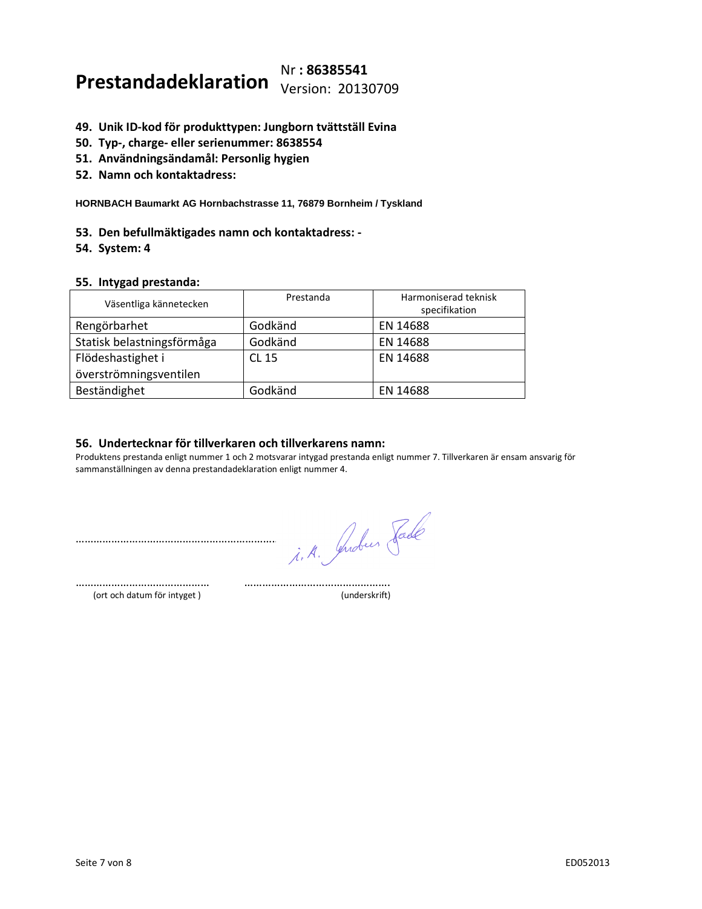# Prestandadeklaration

Nr : **86385541**
Version: 20130709

49. **Unik ID-kod för produkttypen: Jungborn tvättställ Evina**
50. **Typ-, charge- eller serienummer: 8638554**
51. **Användningsändamål: Personlig hygien**
52. **Namn och kontaktadress:**

**HORNBACH Baumarkt AG Hornbachstrasse 11, 76879 Bornheim / Tyskland**

53. **Den befullmäktigades namn och kontaktadress: -**
54. **System: 4**

55. **Intygad prestanda:**

| Väsentliga kännetecken | Prestanda | Harmoniserad teknisk specifikation |
|---|---|---|
| Rengörbarhet | Godkänd | EN 14688 |
| Statisk belastningsförmåga | Godkänd | EN 14688 |
| Flödeshastighet i överströmningsventilen | CL 15 | EN 14688 |
| Beständighet | Godkänd | EN 14688 |

56. **Undertecknar för tillverkaren och tillverkarens namn:**

Produktens prestanda enligt nummer 1 och 2 motsvarar intygad prestanda enligt nummer 7. Tillverkaren är ensam ansvarig för sammanställningen av denna prestandadeklaration enligt nummer 4.

..................................................................... i. A. Andreas Fade

............................................ ................................................
(ort och datum för intyget ) (underskrift)

ED052013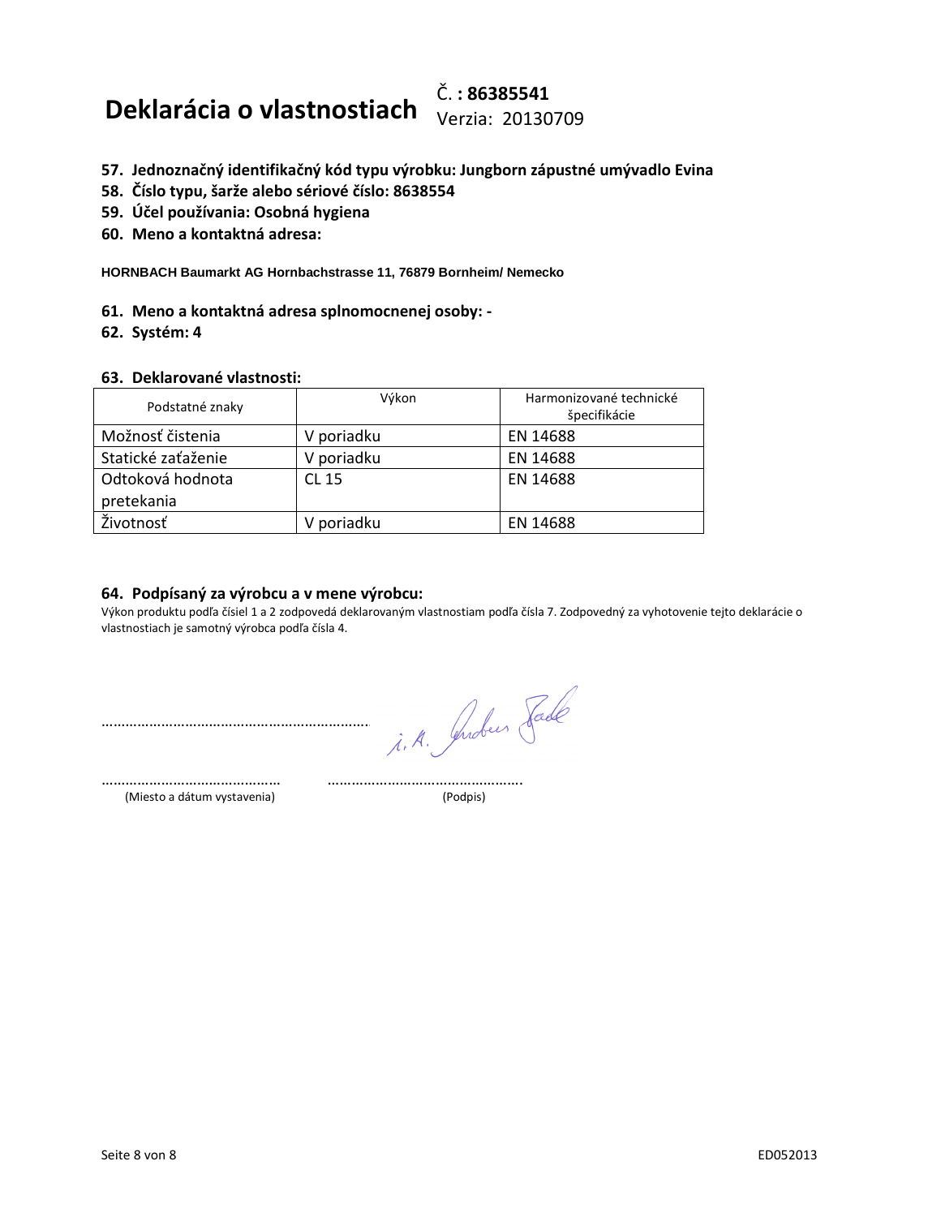# Deklarácia o vlastnostiach

Č. **: 86385541**
Verzia: 20130709

57. **Jednoznačný identifikačný kód typu výrobku: Jungborn zápustné umývadlo Evina**
58. **Číslo typu, šarže alebo sériové číslo: 8638554**
59. **Účel používania: Osobná hygiena**
60. **Meno a kontaktná adresa:**

**HORNBACH Baumarkt AG Hornbachstrasse 11, 76879 Bornheim/ Nemecko**

61. **Meno a kontaktná adresa splnomocnenej osoby: -**
62. **Systém: 4**

63. **Deklarované vlastnosti:**

| Podstatné znaky | Výkon | Harmonizované technické špecifikácie |
|---|---|---|
| Možnosť čistenia | V poriadku | EN 14688 |
| Statické zaťaženie | V poriadku | EN 14688 |
| Odtoková hodnota pretekania | CL 15 | EN 14688 |
| Životnosť | V poriadku | EN 14688 |

64. **Podpísaný za výrobcu a v mene výrobcu:**

Výkon produktu podľa čísiel 1 a 2 zodpovedá deklarovaným vlastnostiam podľa čísla 7. Zodpovedný za vyhotovenie tejto deklarácie o vlastnostiach je samotný výrobca podľa čísla 4.

……………………………………………………… i. A. Andreas Jade

……………………………………… ………………………………………….
(Miesto a dátum vystavenia) (Podpis)

ED052013